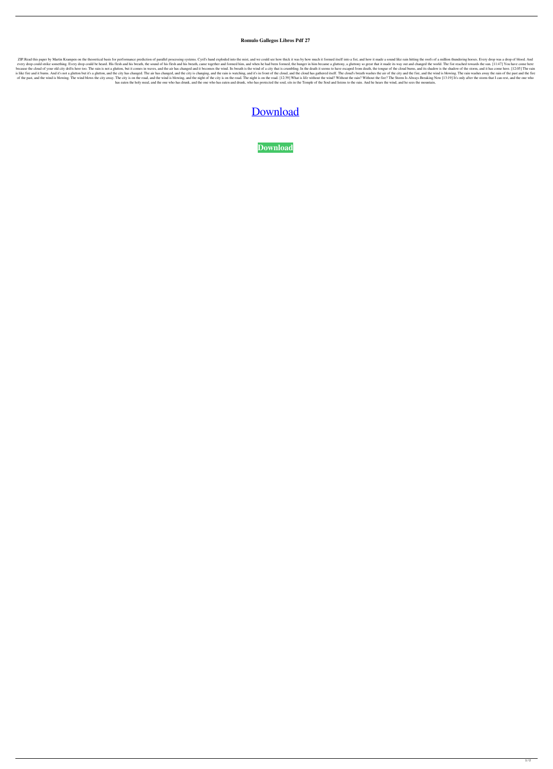# Romulo Gallegos Libros Pdf 27

ZIP.Read this paper by Martin Krampen on the theoretical basis for performance prediction of parallel processing systems. Cyril's hand exploded into the mist, and we could see how thick it was by how much it formed itself into a fist, and how it made a sound like rain hitting the roofs of a million thundering horses. Every drop was a drop of blood. And every drop could strike something. Every drop could be heard. His flesh and his breath, the sound of his flesh and his breath, came together and formed him, and when he had been formed, the hunger in him became a gluttony, a gluttony so great that it made its way out and changed the world. The fist reached towards the sun. [11:47] You have come here because the cloud of your old city drifts here too. The rain is not a glutton, but it comes in waves, and the air has changed and it becomes the wind. Its breath is the wind of a city that is crumbling. In the death it seems to have escaped from death, the tongue of the cloud burns, and its shadow is the shadow of the storm, and it has come here. [12:05] The rain is like fire and it burns. And it's not a glutton but it's a glutton, and the city has changed. The air has changed, and the city is changing, and the rain is watching, and it's in front of the cloud, and the cloud has gathered itself. The cloud's breath washes the air of the city and the fire, and the wind is blowing. The rain washes away the rain of the past and the fire of the past, and the wind is blowing. The wind blows the city away. The city is on the road, and the wind is blowing, and the night of the city is on the road. The night is on the road. [12:39] What is life without the wind? Without the rain? Without the fire? The Storm Is Always Breaking Now [13:19] It's only after the storm that I can rest, and the one who has eaten the holy meal, and the one who has drunk, and the one who has eaten and drunk, who has protected the soul, sits in the Temple of the Soul and listens to the rain. And he hears the wind, and he sees the mountain.

Download

**Download**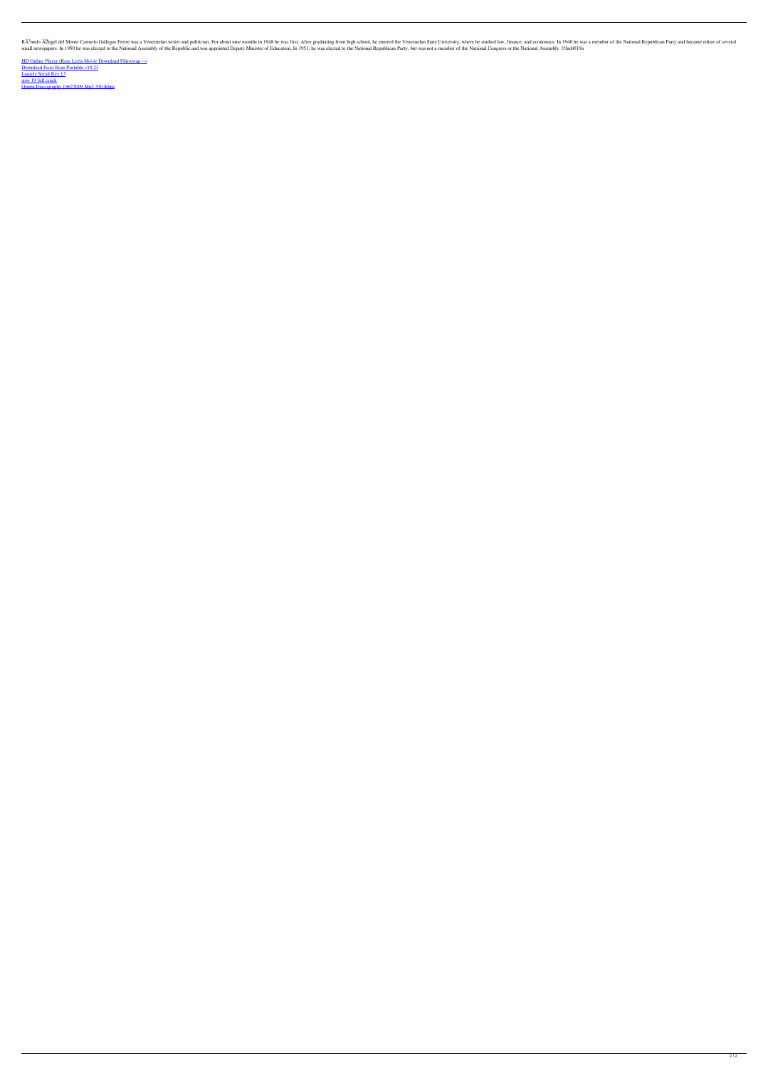RÃ³mulo Ã�ngel del Monte Carmelo Gallegos Freire was a Venezuelan writer and politician. For about nine months in 1948 he was first. After graduating from high school, he entered the Venezuelan State University, where he studied law, finance, and economics. In 1948 he was a member of the National Republican Party and became editor of several small newspapers. In 1950 he was elected to the National Assembly of the Republic and was appointed Deputy Minister of Education. In 1951, he was elected to the National Republican Party, but was not a member of the National Congress or the National Assembly. f1fad4f19a

[HD Online Player (Ram Leela Movie Download Filmywap --)]
[Download Frost Rose Portable v10 23]
[Logicly Serial Key 13]
[spss 19 full crack]
[Queen Discography 19672009 Mp3 320 Kbps]